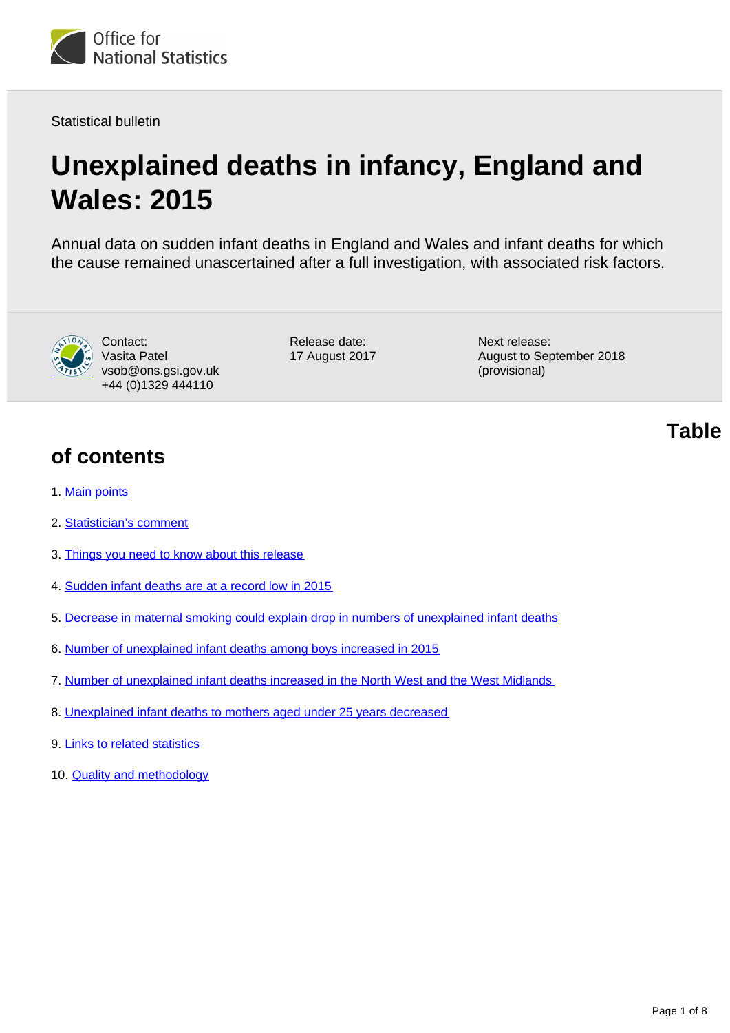Office for National Statistics

Statistical bulletin

# Unexplained deaths in infancy, England and Wales: 2015

Annual data on sudden infant deaths in England and Wales and infant deaths for which the cause remained unascertained after a full investigation, with associated risk factors.

Contact:
Vasita Patel
vsob@ons.gsi.gov.uk
+44 (0)1329 444110

Release date:
17 August 2017

Next release:
August to September 2018 (provisional)

## Table of contents

1. Main points
2. Statistician's comment
3. Things you need to know about this release
4. Sudden infant deaths are at a record low in 2015
5. Decrease in maternal smoking could explain drop in numbers of unexplained infant deaths
6. Number of unexplained infant deaths among boys increased in 2015
7. Number of unexplained infant deaths increased in the North West and the West Midlands
8. Unexplained infant deaths to mothers aged under 25 years decreased
9. Links to related statistics
10. Quality and methodology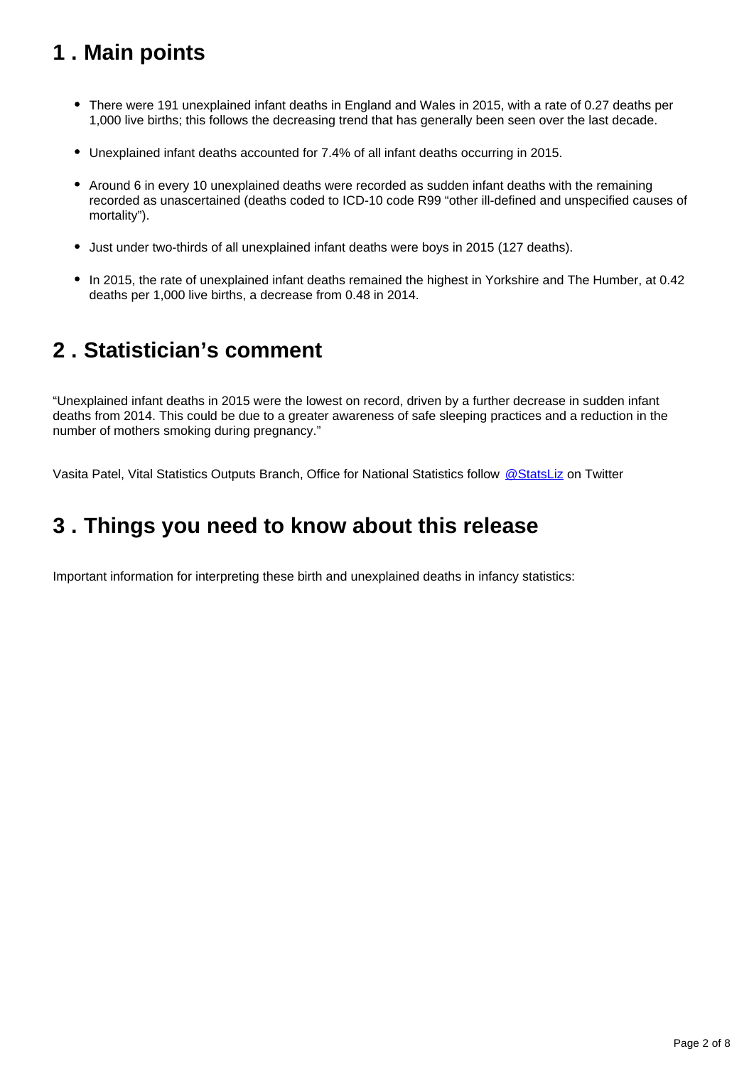## 1 . Main points

- There were 191 unexplained infant deaths in England and Wales in 2015, with a rate of 0.27 deaths per 1,000 live births; this follows the decreasing trend that has generally been seen over the last decade.
- Unexplained infant deaths accounted for 7.4% of all infant deaths occurring in 2015.
- Around 6 in every 10 unexplained deaths were recorded as sudden infant deaths with the remaining recorded as unascertained (deaths coded to ICD-10 code R99 "other ill-defined and unspecified causes of mortality").
- Just under two-thirds of all unexplained infant deaths were boys in 2015 (127 deaths).
- In 2015, the rate of unexplained infant deaths remained the highest in Yorkshire and The Humber, at 0.42 deaths per 1,000 live births, a decrease from 0.48 in 2014.

## 2 . Statistician's comment

"Unexplained infant deaths in 2015 were the lowest on record, driven by a further decrease in sudden infant deaths from 2014. This could be due to a greater awareness of safe sleeping practices and a reduction in the number of mothers smoking during pregnancy."

Vasita Patel, Vital Statistics Outputs Branch, Office for National Statistics follow @StatsLiz on Twitter

## 3 . Things you need to know about this release

Important information for interpreting these birth and unexplained deaths in infancy statistics: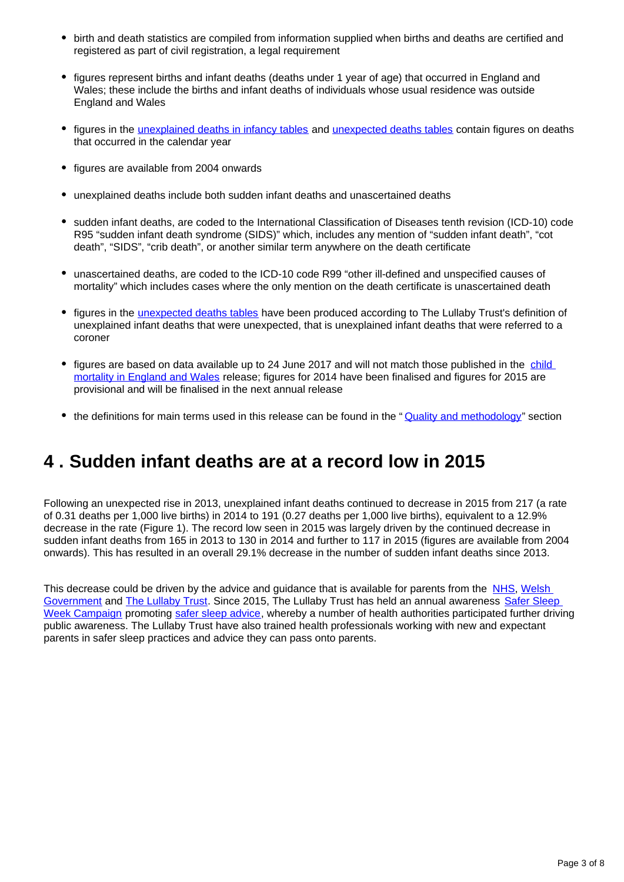- birth and death statistics are compiled from information supplied when births and deaths are certified and registered as part of civil registration, a legal requirement

- figures represent births and infant deaths (deaths under 1 year of age) that occurred in England and Wales; these include the births and infant deaths of individuals whose usual residence was outside England and Wales

- figures in the unexplained deaths in infancy tables and unexpected deaths tables contain figures on deaths that occurred in the calendar year

- figures are available from 2004 onwards

- unexplained deaths include both sudden infant deaths and unascertained deaths

- sudden infant deaths, are coded to the International Classification of Diseases tenth revision (ICD-10) code R95 "sudden infant death syndrome (SIDS)" which, includes any mention of "sudden infant death", "cot death", "SIDS", "crib death", or another similar term anywhere on the death certificate

- unascertained deaths, are coded to the ICD-10 code R99 "other ill-defined and unspecified causes of mortality" which includes cases where the only mention on the death certificate is unascertained death

- figures in the unexpected deaths tables have been produced according to The Lullaby Trust's definition of unexplained infant deaths that were unexpected, that is unexplained infant deaths that were referred to a coroner

- figures are based on data available up to 24 June 2017 and will not match those published in the child mortality in England and Wales release; figures for 2014 have been finalised and figures for 2015 are provisional and will be finalised in the next annual release

- the definitions for main terms used in this release can be found in the "Quality and methodology" section

# 4 . Sudden infant deaths are at a record low in 2015

Following an unexpected rise in 2013, unexplained infant deaths continued to decrease in 2015 from 217 (a rate of 0.31 deaths per 1,000 live births) in 2014 to 191 (0.27 deaths per 1,000 live births), equivalent to a 12.9% decrease in the rate (Figure 1). The record low seen in 2015 was largely driven by the continued decrease in sudden infant deaths from 165 in 2013 to 130 in 2014 and further to 117 in 2015 (figures are available from 2004 onwards). This has resulted in an overall 29.1% decrease in the number of sudden infant deaths since 2013.

This decrease could be driven by the advice and guidance that is available for parents from the NHS, Welsh Government and The Lullaby Trust. Since 2015, The Lullaby Trust has held an annual awareness Safer Sleep Week Campaign promoting safer sleep advice, whereby a number of health authorities participated further driving public awareness. The Lullaby Trust have also trained health professionals working with new and expectant parents in safer sleep practices and advice they can pass onto parents.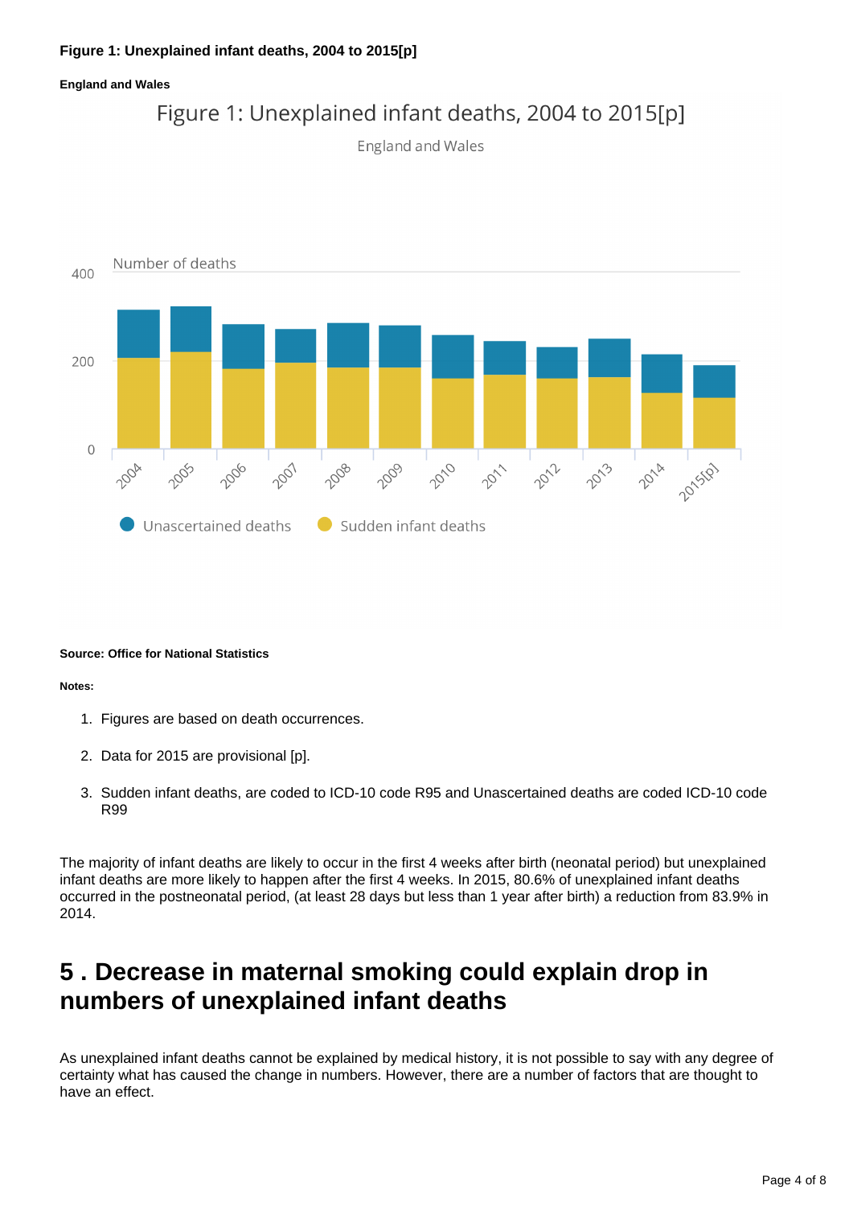**Figure 1: Unexplained infant deaths, 2004 to 2015[p]**

**England and Wales**

Figure 1: Unexplained infant deaths, 2004 to 2015[p]

England and Wales

Number of deaths

400

200

0

2004
2005
2006
2007
2008
2009
2010
2011
2012
2013
2014
2015[p]

Unascertained deaths
Sudden infant deaths

**Source: Office for National Statistics**

**Notes:**

1. Figures are based on death occurrences.

2. Data for 2015 are provisional [p].

3. Sudden infant deaths, are coded to ICD-10 code R95 and Unascertained deaths are coded ICD-10 code R99

The majority of infant deaths are likely to occur in the first 4 weeks after birth (neonatal period) but unexplained infant deaths are more likely to happen after the first 4 weeks. In 2015, 80.6% of unexplained infant deaths occurred in the postneonatal period, (at least 28 days but less than 1 year after birth) a reduction from 83.9% in 2014.

## 5 . Decrease in maternal smoking could explain drop in numbers of unexplained infant deaths

As unexplained infant deaths cannot be explained by medical history, it is not possible to say with any degree of certainty what has caused the change in numbers. However, there are a number of factors that are thought to have an effect.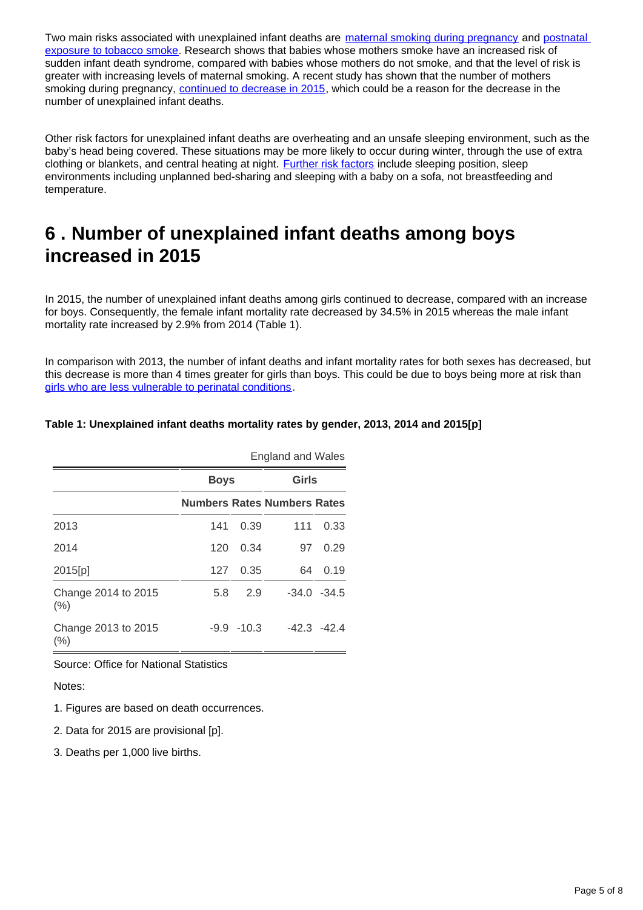Two main risks associated with unexplained infant deaths are maternal smoking during pregnancy and postnatal exposure to tobacco smoke. Research shows that babies whose mothers smoke have an increased risk of sudden infant death syndrome, compared with babies whose mothers do not smoke, and that the level of risk is greater with increasing levels of maternal smoking. A recent study has shown that the number of mothers smoking during pregnancy, continued to decrease in 2015, which could be a reason for the decrease in the number of unexplained infant deaths.

Other risk factors for unexplained infant deaths are overheating and an unsafe sleeping environment, such as the baby's head being covered. These situations may be more likely to occur during winter, through the use of extra clothing or blankets, and central heating at night. Further risk factors include sleeping position, sleep environments including unplanned bed-sharing and sleeping with a baby on a sofa, not breastfeeding and temperature.

## 6 . Number of unexplained infant deaths among boys increased in 2015

In 2015, the number of unexplained infant deaths among girls continued to decrease, compared with an increase for boys. Consequently, the female infant mortality rate decreased by 34.5% in 2015 whereas the male infant mortality rate increased by 2.9% from 2014 (Table 1).

In comparison with 2013, the number of infant deaths and infant mortality rates for both sexes has decreased, but this decrease is more than 4 times greater for girls than boys. This could be due to boys being more at risk than girls who are less vulnerable to perinatal conditions.

**Table 1: Unexplained infant deaths mortality rates by gender, 2013, 2014 and 2015[p]**

England and Wales

| | Boys | | Girls | |
|---|---|---|---|---|
| | Numbers | Rates | Numbers | Rates |
| 2013 | 141 | 0.39 | 111 | 0.33 |
| 2014 | 120 | 0.34 | 97 | 0.29 |
| 2015[p] | 127 | 0.35 | 64 | 0.19 |
| Change 2014 to 2015 (%) | 5.8 | 2.9 | -34.0 | -34.5 |
| Change 2013 to 2015 (%) | -9.9 | -10.3 | -42.3 | -42.4 |

Source: Office for National Statistics

Notes:

1. Figures are based on death occurrences.

2. Data for 2015 are provisional [p].

3. Deaths per 1,000 live births.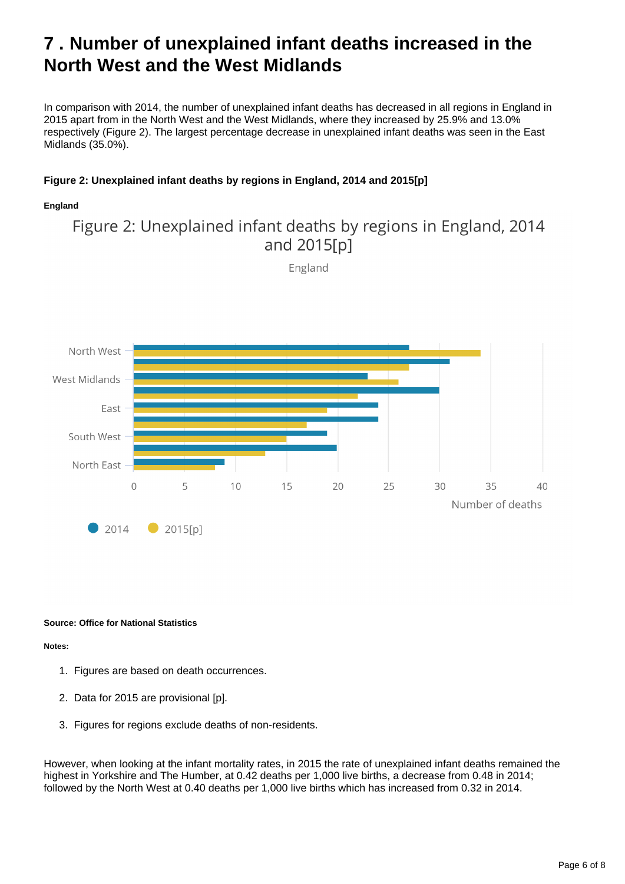## 7 . Number of unexplained infant deaths increased in the North West and the West Midlands

In comparison with 2014, the number of unexplained infant deaths has decreased in all regions in England in 2015 apart from in the North West and the West Midlands, where they increased by 25.9% and 13.0% respectively (Figure 2). The largest percentage decrease in unexplained infant deaths was seen in the East Midlands (35.0%).

**Figure 2: Unexplained infant deaths by regions in England, 2014 and 2015[p]**

**England**

Figure 2: Unexplained infant deaths by regions in England, 2014 and 2015[p]

England

North West
West Midlands
East
South West
North East

0
5
10
15
20
25
30
35
40

Number of deaths

2014
2015[p]

**Source: Office for National Statistics**

**Notes:**

1. Figures are based on death occurrences.

2. Data for 2015 are provisional [p].

3. Figures for regions exclude deaths of non-residents.

However, when looking at the infant mortality rates, in 2015 the rate of unexplained infant deaths remained the highest in Yorkshire and The Humber, at 0.42 deaths per 1,000 live births, a decrease from 0.48 in 2014; followed by the North West at 0.40 deaths per 1,000 live births which has increased from 0.32 in 2014.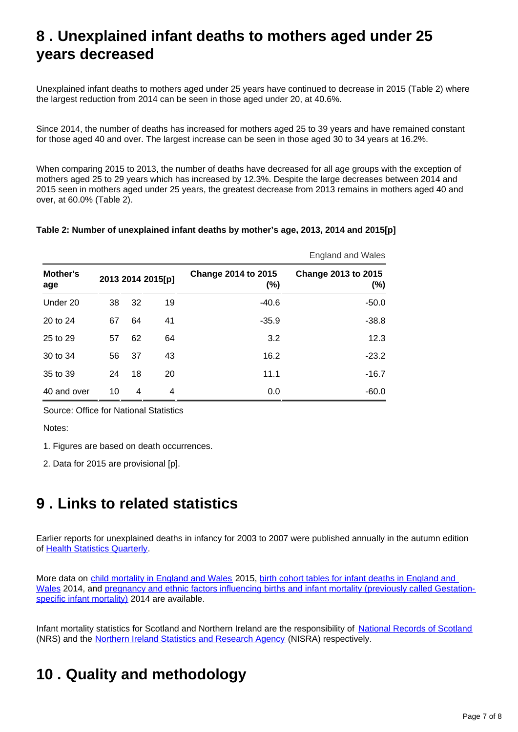## 8 . Unexplained infant deaths to mothers aged under 25 years decreased

Unexplained infant deaths to mothers aged under 25 years have continued to decrease in 2015 (Table 2) where the largest reduction from 2014 can be seen in those aged under 20, at 40.6%.

Since 2014, the number of deaths has increased for mothers aged 25 to 39 years and have remained constant for those aged 40 and over. The largest increase can be seen in those aged 30 to 34 years at 16.2%.

When comparing 2015 to 2013, the number of deaths have decreased for all age groups with the exception of mothers aged 25 to 29 years which has increased by 12.3%. Despite the large decreases between 2014 and 2015 seen in mothers aged under 25 years, the greatest decrease from 2013 remains in mothers aged 40 and over, at 60.0% (Table 2).

**Table 2: Number of unexplained infant deaths by mother's age, 2013, 2014 and 2015[p]**

England and Wales

| Mother's age | 2013 | 2014 | 2015[p] | Change 2014 to 2015 (%) | Change 2013 to 2015 (%) |
|---|---|---|---|---|---|
| Under 20 | 38 | 32 | 19 | -40.6 | -50.0 |
| 20 to 24 | 67 | 64 | 41 | -35.9 | -38.8 |
| 25 to 29 | 57 | 62 | 64 | 3.2 | 12.3 |
| 30 to 34 | 56 | 37 | 43 | 16.2 | -23.2 |
| 35 to 39 | 24 | 18 | 20 | 11.1 | -16.7 |
| 40 and over | 10 | 4 | 4 | 0.0 | -60.0 |

Source: Office for National Statistics

Notes:

1. Figures are based on death occurrences.

2. Data for 2015 are provisional [p].

## 9 . Links to related statistics

Earlier reports for unexplained deaths in infancy for 2003 to 2007 were published annually in the autumn edition of Health Statistics Quarterly.

More data on child mortality in England and Wales 2015, birth cohort tables for infant deaths in England and Wales 2014, and pregnancy and ethnic factors influencing births and infant mortality (previously called Gestation-specific infant mortality) 2014 are available.

Infant mortality statistics for Scotland and Northern Ireland are the responsibility of National Records of Scotland (NRS) and the Northern Ireland Statistics and Research Agency (NISRA) respectively.

## 10 . Quality and methodology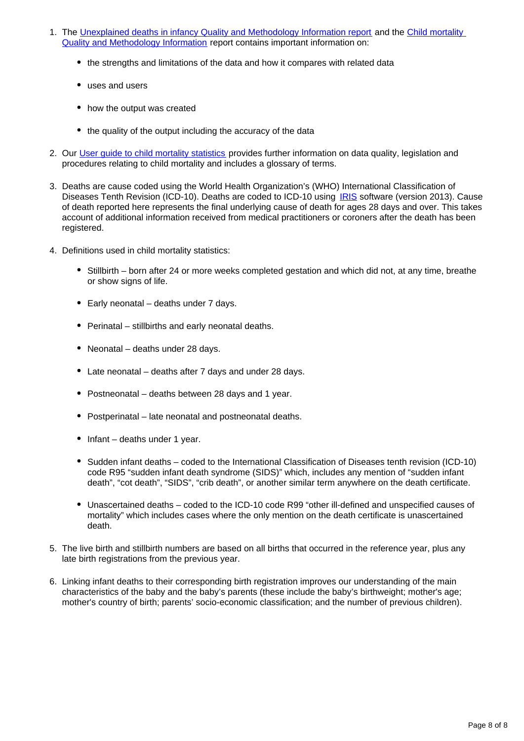1. The [Unexplained deaths in infancy Quality and Methodology Information report] and the [Child mortality Quality and Methodology Information] report contains important information on:

    - the strengths and limitations of the data and how it compares with related data
    - uses and users
    - how the output was created
    - the quality of the output including the accuracy of the data

2. Our [User guide to child mortality statistics] provides further information on data quality, legislation and procedures relating to child mortality and includes a glossary of terms.

3. Deaths are cause coded using the World Health Organization's (WHO) International Classification of Diseases Tenth Revision (ICD-10). Deaths are coded to ICD-10 using [IRIS] software (version 2013). Cause of death reported here represents the final underlying cause of death for ages 28 days and over. This takes account of additional information received from medical practitioners or coroners after the death has been registered.

4. Definitions used in child mortality statistics:

    - Stillbirth – born after 24 or more weeks completed gestation and which did not, at any time, breathe or show signs of life.
    - Early neonatal – deaths under 7 days.
    - Perinatal – stillbirths and early neonatal deaths.
    - Neonatal – deaths under 28 days.
    - Late neonatal – deaths after 7 days and under 28 days.
    - Postneonatal – deaths between 28 days and 1 year.
    - Postperinatal – late neonatal and postneonatal deaths.
    - Infant – deaths under 1 year.
    - Sudden infant deaths – coded to the International Classification of Diseases tenth revision (ICD-10) code R95 "sudden infant death syndrome (SIDS)" which, includes any mention of "sudden infant death", "cot death", "SIDS", "crib death", or another similar term anywhere on the death certificate.
    - Unascertained deaths – coded to the ICD-10 code R99 "other ill-defined and unspecified causes of mortality" which includes cases where the only mention on the death certificate is unascertained death.

5. The live birth and stillbirth numbers are based on all births that occurred in the reference year, plus any late birth registrations from the previous year.

6. Linking infant deaths to their corresponding birth registration improves our understanding of the main characteristics of the baby and the baby's parents (these include the baby's birthweight; mother's age; mother's country of birth; parents' socio-economic classification; and the number of previous children).